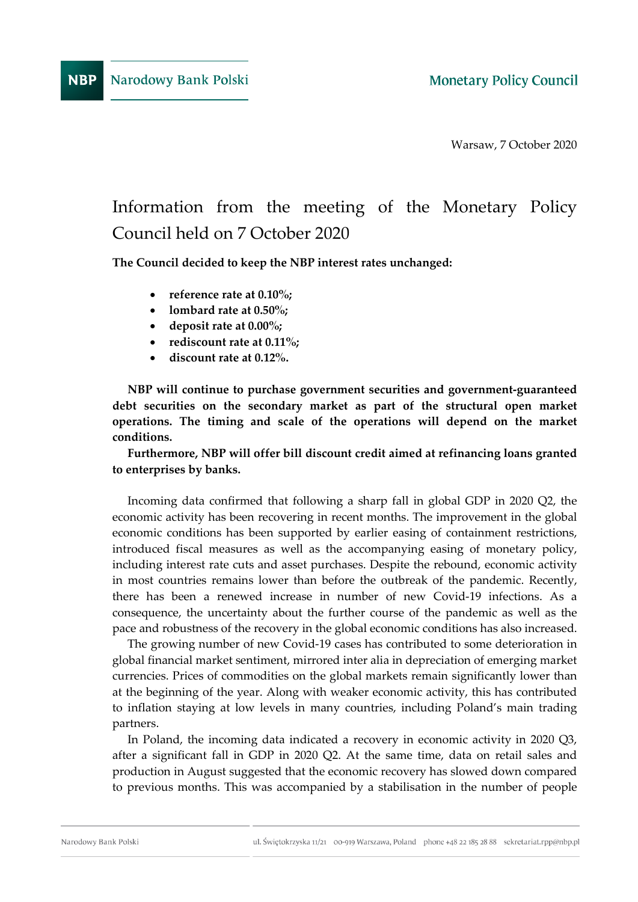NBP Narodowy Bank Polski

Monetary Policy Council

Warsaw, 7 October 2020

# Information from the meeting of the Monetary Policy Council held on 7 October 2020

**The Council decided to keep the NBP interest rates unchanged:**

- **reference rate at 0.10%;**
- **lombard rate at 0.50%;**
- **deposit rate at 0.00%;**
- **rediscount rate at 0.11%;**
- **discount rate at 0.12%.**

**NBP will continue to purchase government securities and government-guaranteed debt securities on the secondary market as part of the structural open market operations. The timing and scale of the operations will depend on the market conditions.**

**Furthermore, NBP will offer bill discount credit aimed at refinancing loans granted to enterprises by banks.**

Incoming data confirmed that following a sharp fall in global GDP in 2020 Q2, the economic activity has been recovering in recent months. The improvement in the global economic conditions has been supported by earlier easing of containment restrictions, introduced fiscal measures as well as the accompanying easing of monetary policy, including interest rate cuts and asset purchases. Despite the rebound, economic activity in most countries remains lower than before the outbreak of the pandemic. Recently, there has been a renewed increase in number of new Covid-19 infections. As a consequence, the uncertainty about the further course of the pandemic as well as the pace and robustness of the recovery in the global economic conditions has also increased.

The growing number of new Covid-19 cases has contributed to some deterioration in global financial market sentiment, mirrored inter alia in depreciation of emerging market currencies. Prices of commodities on the global markets remain significantly lower than at the beginning of the year. Along with weaker economic activity, this has contributed to inflation staying at low levels in many countries, including Poland's main trading partners.

In Poland, the incoming data indicated a recovery in economic activity in 2020 Q3, after a significant fall in GDP in 2020 Q2. At the same time, data on retail sales and production in August suggested that the economic recovery has slowed down compared to previous months. This was accompanied by a stabilisation in the number of people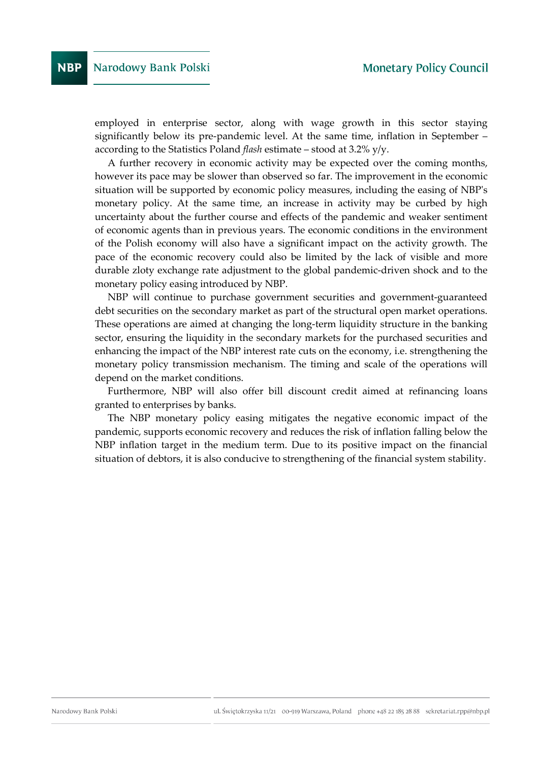employed in enterprise sector, along with wage growth in this sector staying significantly below its pre-pandemic level. At the same time, inflation in September – according to the Statistics Poland *flash* estimate – stood at 3.2% y/y.

A further recovery in economic activity may be expected over the coming months, however its pace may be slower than observed so far. The improvement in the economic situation will be supported by economic policy measures, including the easing of NBP's monetary policy. At the same time, an increase in activity may be curbed by high uncertainty about the further course and effects of the pandemic and weaker sentiment of economic agents than in previous years. The economic conditions in the environment of the Polish economy will also have a significant impact on the activity growth. The pace of the economic recovery could also be limited by the lack of visible and more durable zloty exchange rate adjustment to the global pandemic-driven shock and to the monetary policy easing introduced by NBP.

NBP will continue to purchase government securities and government-guaranteed debt securities on the secondary market as part of the structural open market operations. These operations are aimed at changing the long-term liquidity structure in the banking sector, ensuring the liquidity in the secondary markets for the purchased securities and enhancing the impact of the NBP interest rate cuts on the economy, i.e. strengthening the monetary policy transmission mechanism. The timing and scale of the operations will depend on the market conditions.

Furthermore, NBP will also offer bill discount credit aimed at refinancing loans granted to enterprises by banks.

The NBP monetary policy easing mitigates the negative economic impact of the pandemic, supports economic recovery and reduces the risk of inflation falling below the NBP inflation target in the medium term. Due to its positive impact on the financial situation of debtors, it is also conducive to strengthening of the financial system stability.